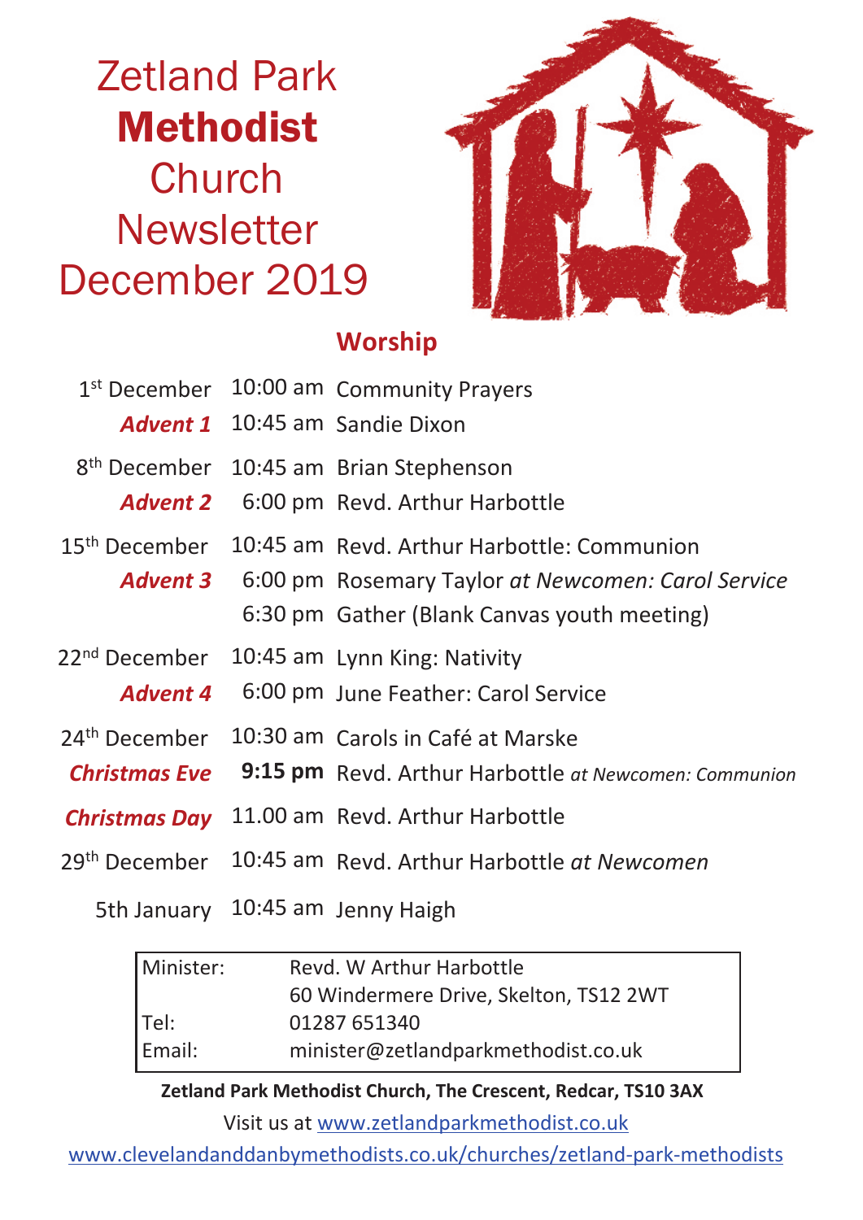# Zetland Park **Methodist** Church Newsletter December 2019

## Worship

| | | |
|---|---|---|
| 1st December | 10:00 am | Community Prayers |
| ***Advent 1*** | 10:45 am | Sandie Dixon |
| 8th December | 10:45 am | Brian Stephenson |
| ***Advent 2*** | 6:00 pm | Revd. Arthur Harbottle |
| 15th December | 10:45 am | Revd. Arthur Harbottle: Communion |
| ***Advent 3*** | 6:00 pm | Rosemary Taylor *at Newcomen: Carol Service* |
| | 6:30 pm | Gather (Blank Canvas youth meeting) |
| 22nd December | 10:45 am | Lynn King: Nativity |
| ***Advent 4*** | 6:00 pm | June Feather: Carol Service |
| 24th December | 10:30 am | Carols in Café at Marske |
| ***Christmas Eve*** | **9:15 pm** | Revd. Arthur Harbottle *at Newcomen: Communion* |
| ***Christmas Day*** | 11.00 am | Revd. Arthur Harbottle |
| 29th December | 10:45 am | Revd. Arthur Harbottle *at Newcomen* |
| 5th January | 10:45 am | Jenny Haigh |

| | |
|---|---|
| Minister: | Revd. W Arthur Harbottle |
| | 60 Windermere Drive, Skelton, TS12 2WT |
| Tel: | 01287 651340 |
| Email: | minister@zetlandparkmethodist.co.uk |

**Zetland Park Methodist Church, The Crescent, Redcar, TS10 3AX**

Visit us at www.zetlandparkmethodist.co.uk

www.clevelandanddanbymethodists.co.uk/churches/zetland-park-methodists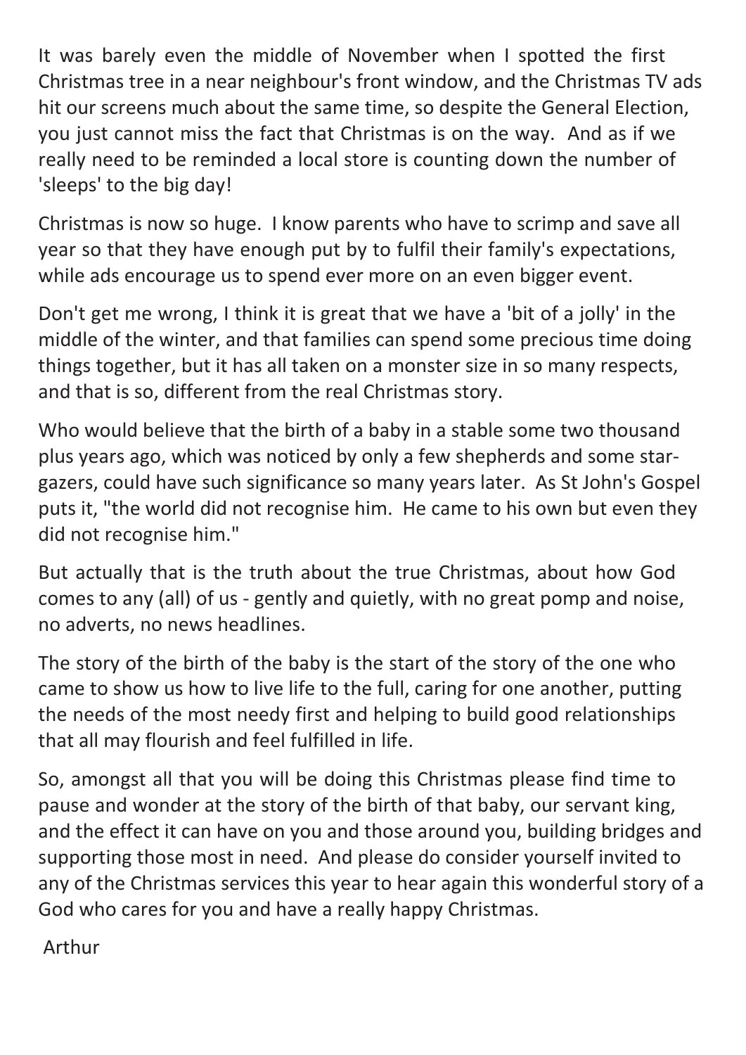It was barely even the middle of November when I spotted the first Christmas tree in a near neighbour's front window, and the Christmas TV ads hit our screens much about the same time, so despite the General Election, you just cannot miss the fact that Christmas is on the way. And as if we really need to be reminded a local store is counting down the number of 'sleeps' to the big day!

Christmas is now so huge. I know parents who have to scrimp and save all year so that they have enough put by to fulfil their family's expectations, while ads encourage us to spend ever more on an even bigger event.

Don't get me wrong, I think it is great that we have a 'bit of a jolly' in the middle of the winter, and that families can spend some precious time doing things together, but it has all taken on a monster size in so many respects, and that is so, different from the real Christmas story.

Who would believe that the birth of a baby in a stable some two thousand plus years ago, which was noticed by only a few shepherds and some star-gazers, could have such significance so many years later. As St John's Gospel puts it, "the world did not recognise him. He came to his own but even they did not recognise him."

But actually that is the truth about the true Christmas, about how God comes to any (all) of us - gently and quietly, with no great pomp and noise, no adverts, no news headlines.

The story of the birth of the baby is the start of the story of the one who came to show us how to live life to the full, caring for one another, putting the needs of the most needy first and helping to build good relationships that all may flourish and feel fulfilled in life.

So, amongst all that you will be doing this Christmas please find time to pause and wonder at the story of the birth of that baby, our servant king, and the effect it can have on you and those around you, building bridges and supporting those most in need. And please do consider yourself invited to any of the Christmas services this year to hear again this wonderful story of a God who cares for you and have a really happy Christmas.

Arthur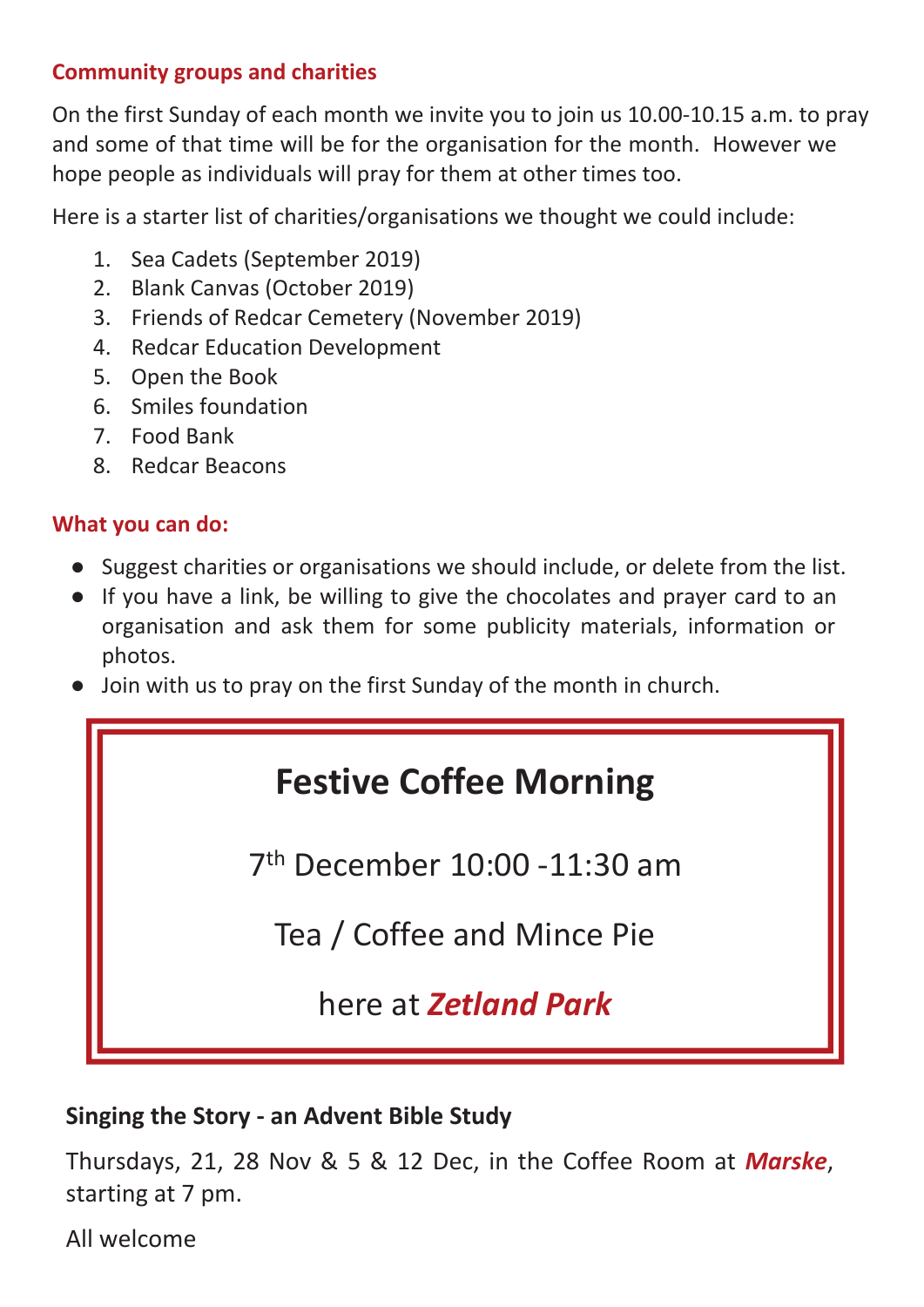### Community groups and charities

On the first Sunday of each month we invite you to join us 10.00-10.15 a.m. to pray and some of that time will be for the organisation for the month. However we hope people as individuals will pray for them at other times too.

Here is a starter list of charities/organisations we thought we could include:

1. Sea Cadets (September 2019)
2. Blank Canvas (October 2019)
3. Friends of Redcar Cemetery (November 2019)
4. Redcar Education Development
5. Open the Book
6. Smiles foundation
7. Food Bank
8. Redcar Beacons

### What you can do:

- Suggest charities or organisations we should include, or delete from the list.
- If you have a link, be willing to give the chocolates and prayer card to an organisation and ask them for some publicity materials, information or photos.
- Join with us to pray on the first Sunday of the month in church.

## Festive Coffee Morning

7th December 10:00 -11:30 am

Tea / Coffee and Mince Pie

here at ***Zetland Park***

### Singing the Story - an Advent Bible Study

Thursdays, 21, 28 Nov & 5 & 12 Dec, in the Coffee Room at ***Marske***, starting at 7 pm.

All welcome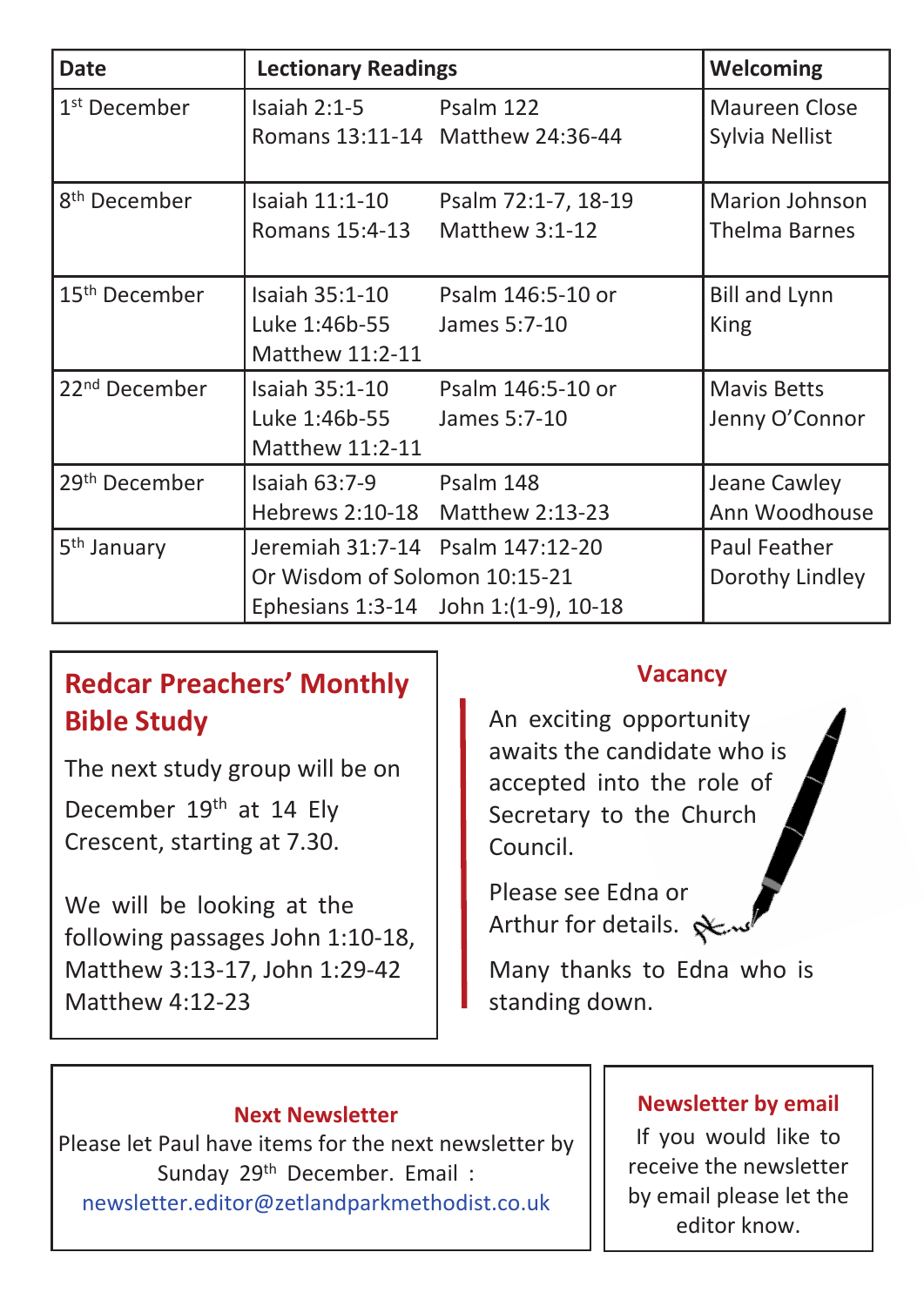| Date | Lectionary Readings | Welcoming |
|---|---|---|
| 1st December | Isaiah 2:1-5 Psalm 122 Romans 13:11-14 Matthew 24:36-44 | Maureen Close Sylvia Nellist |
| 8th December | Isaiah 11:1-10 Psalm 72:1-7, 18-19 Romans 15:4-13 Matthew 3:1-12 | Marion Johnson Thelma Barnes |
| 15th December | Isaiah 35:1-10 Psalm 146:5-10 or Luke 1:46b-55 James 5:7-10 Matthew 11:2-11 | Bill and Lynn King |
| 22nd December | Isaiah 35:1-10 Psalm 146:5-10 or Luke 1:46b-55 James 5:7-10 Matthew 11:2-11 | Mavis Betts Jenny O'Connor |
| 29th December | Isaiah 63:7-9 Psalm 148 Hebrews 2:10-18 Matthew 2:13-23 | Jeane Cawley Ann Woodhouse |
| 5th January | Jeremiah 31:7-14 Psalm 147:12-20 Or Wisdom of Solomon 10:15-21 Ephesians 1:3-14 John 1:(1-9), 10-18 | Paul Feather Dorothy Lindley |

## Redcar Preachers' Monthly Bible Study

The next study group will be on December 19th at 14 Ely Crescent, starting at 7.30.

We will be looking at the following passages John 1:10-18, Matthew 3:13-17, John 1:29-42 Matthew 4:12-23

## Vacancy

An exciting opportunity awaits the candidate who is accepted into the role of Secretary to the Church Council.

Please see Edna or Arthur for details.

Many thanks to Edna who is standing down.

## Next Newsletter

Please let Paul have items for the next newsletter by Sunday 29th December. Email : newsletter.editor@zetlandparkmethodist.co.uk

## Newsletter by email

If you would like to receive the newsletter by email please let the editor know.